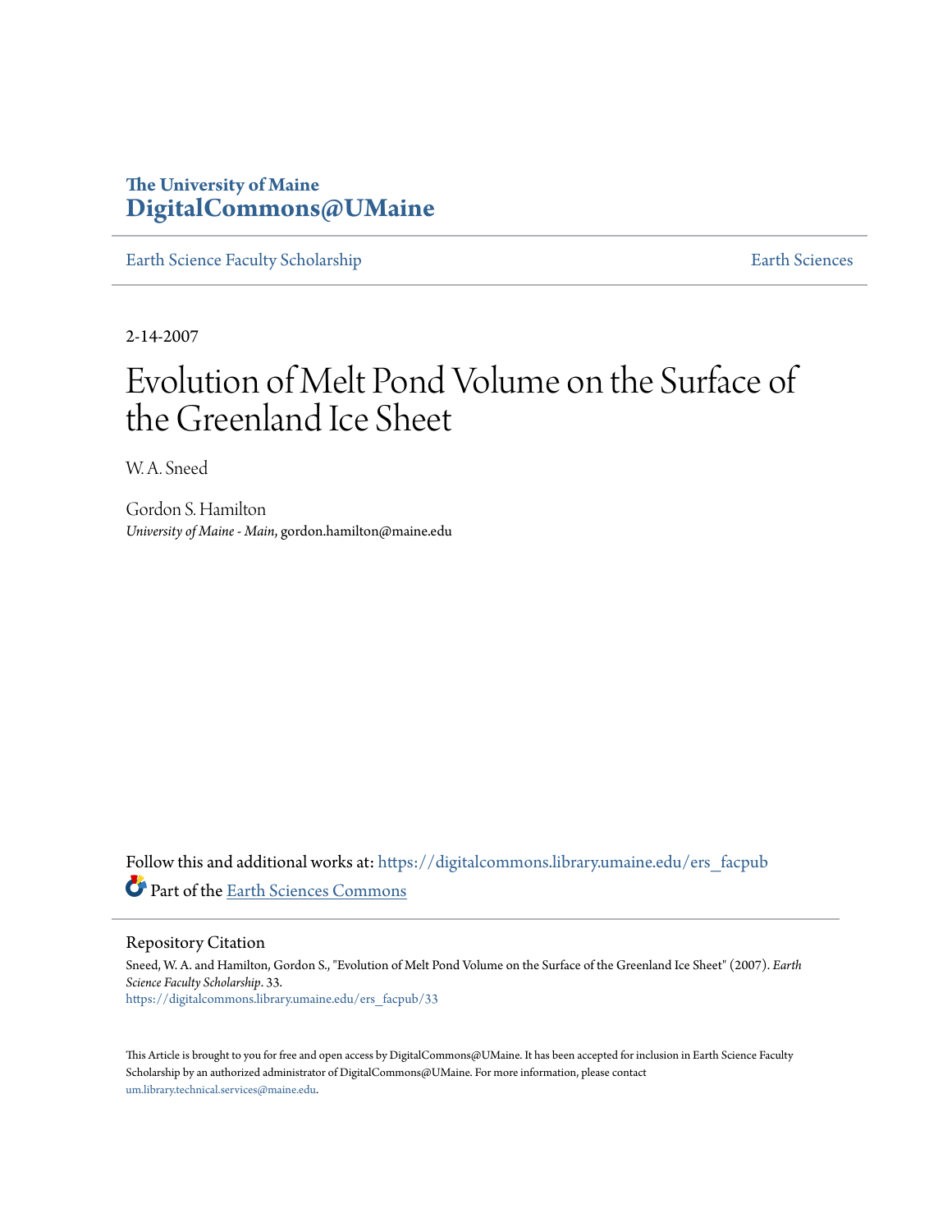The University of Maine
**DigitalCommons@UMaine**

Earth Science Faculty Scholarship | Earth Sciences

2-14-2007

# Evolution of Melt Pond Volume on the Surface of the Greenland Ice Sheet

W. A. Sneed

Gordon S. Hamilton
*University of Maine - Main*, gordon.hamilton@maine.edu

Follow this and additional works at: https://digitalcommons.library.umaine.edu/ers_facpub

Part of the Earth Sciences Commons

## Repository Citation

Sneed, W. A. and Hamilton, Gordon S., "Evolution of Melt Pond Volume on the Surface of the Greenland Ice Sheet" (2007). *Earth Science Faculty Scholarship*. 33.
https://digitalcommons.library.umaine.edu/ers_facpub/33

This Article is brought to you for free and open access by DigitalCommons@UMaine. It has been accepted for inclusion in Earth Science Faculty Scholarship by an authorized administrator of DigitalCommons@UMaine. For more information, please contact um.library.technical.services@maine.edu.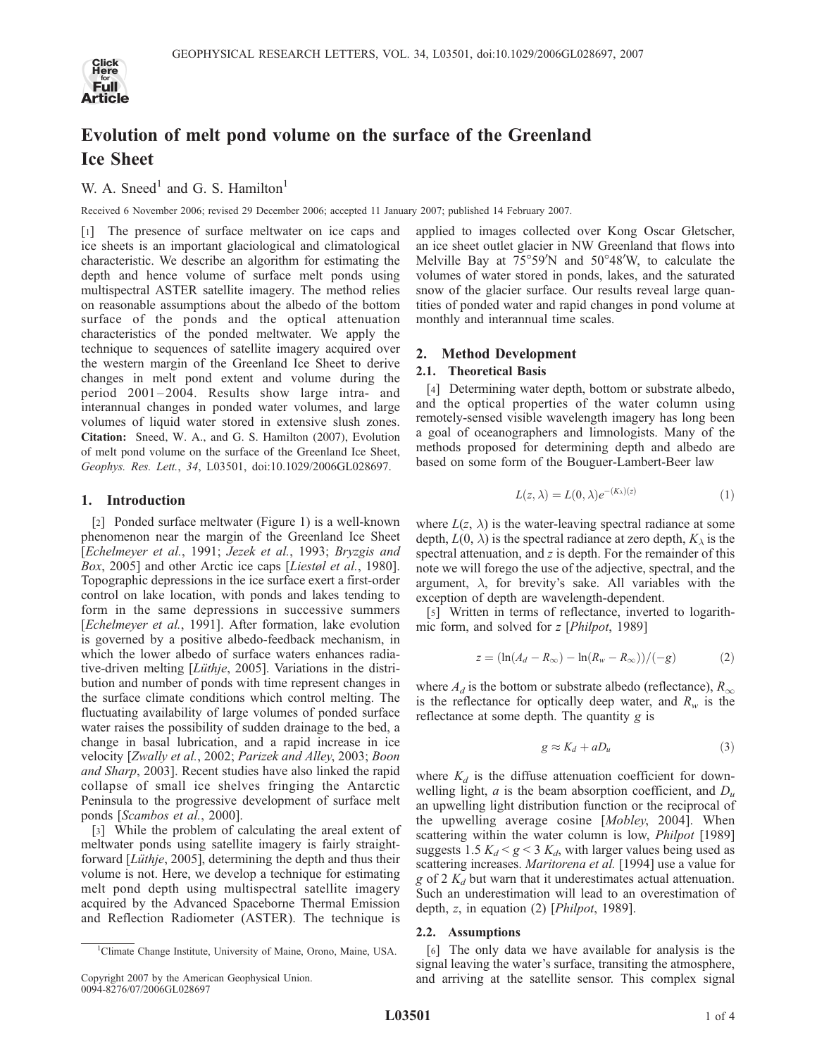# Evolution of melt pond volume on the surface of the Greenland Ice Sheet

W. A. Sneed[1] and G. S. Hamilton[1]

Received 6 November 2006; revised 29 December 2006; accepted 11 January 2007; published 14 February 2007.

[1] The presence of surface meltwater on ice caps and ice sheets is an important glaciological and climatological characteristic. We describe an algorithm for estimating the depth and hence volume of surface melt ponds using multispectral ASTER satellite imagery. The method relies on reasonable assumptions about the albedo of the bottom surface of the ponds and the optical attenuation characteristics of the ponded meltwater. We apply the technique to sequences of satellite imagery acquired over the western margin of the Greenland Ice Sheet to derive changes in melt pond extent and volume during the period 2001–2004. Results show large intra- and interannual changes in ponded water volumes, and large volumes of liquid water stored in extensive slush zones. **Citation:** Sneed, W. A., and G. S. Hamilton (2007), Evolution of melt pond volume on the surface of the Greenland Ice Sheet, *Geophys. Res. Lett.*, *34*, L03501, doi:10.1029/2006GL028697.

## 1. Introduction

[2] Ponded surface meltwater (Figure 1) is a well-known phenomenon near the margin of the Greenland Ice Sheet [*Echelmeyer et al.*, 1991; *Jezek et al.*, 1993; *Bryzgis and Box*, 2005] and other Arctic ice caps [*Liestøl et al.*, 1980]. Topographic depressions in the ice surface exert a first-order control on lake location, with ponds and lakes tending to form in the same depressions in successive summers [*Echelmeyer et al.*, 1991]. After formation, lake evolution is governed by a positive albedo-feedback mechanism, in which the lower albedo of surface waters enhances radiative-driven melting [*Lüthje*, 2005]. Variations in the distribution and number of ponds with time represent changes in the surface climate conditions which control melting. The fluctuating availability of large volumes of ponded surface water raises the possibility of sudden drainage to the bed, a change in basal lubrication, and a rapid increase in ice velocity [*Zwally et al.*, 2002; *Parizek and Alley*, 2003; *Boon and Sharp*, 2003]. Recent studies have also linked the rapid collapse of small ice shelves fringing the Antarctic Peninsula to the progressive development of surface melt ponds [*Scambos et al.*, 2000].

[3] While the problem of calculating the areal extent of meltwater ponds using satellite imagery is fairly straightforward [*Lüthje*, 2005], determining the depth and thus their volume is not. Here, we develop a technique for estimating melt pond depth using multispectral satellite imagery acquired by the Advanced Spaceborne Thermal Emission and Reflection Radiometer (ASTER). The technique is applied to images collected over Kong Oscar Gletscher, an ice sheet outlet glacier in NW Greenland that flows into Melville Bay at 75°59′N and 50°48′W, to calculate the volumes of water stored in ponds, lakes, and the saturated snow of the glacier surface. Our results reveal large quantities of ponded water and rapid changes in pond volume at monthly and interannual time scales.

[1]Climate Change Institute, University of Maine, Orono, Maine, USA.

Copyright 2007 by the American Geophysical Union.
0094-8276/07/2006GL028697

## 2. Method Development

### 2.1. Theoretical Basis

[4] Determining water depth, bottom or substrate albedo, and the optical properties of the water column using remotely-sensed visible wavelength imagery has long been a goal of oceanographers and limnologists. Many of the methods proposed for determining depth and albedo are based on some form of the Bouguer-Lambert-Beer law

$$L(z, \lambda) = L(0, \lambda)e^{-(K_\lambda)(z)} \tag{1}$$

where $L(z, \lambda)$ is the water-leaving spectral radiance at some depth, $L(0, \lambda)$ is the spectral radiance at zero depth, $K_\lambda$ is the spectral attenuation, and $z$ is depth. For the remainder of this note we will forego the use of the adjective, spectral, and the argument, $\lambda$, for brevity's sake. All variables with the exception of depth are wavelength-dependent.

[5] Written in terms of reflectance, inverted to logarithmic form, and solved for $z$ [*Philpot*, 1989]

$$z = (\ln(A_d - R_\infty) - \ln(R_w - R_\infty))/(-g) \tag{2}$$

where $A_d$ is the bottom or substrate albedo (reflectance), $R_\infty$ is the reflectance for optically deep water, and $R_w$ is the reflectance at some depth. The quantity $g$ is

$$g \approx K_d + aD_u \tag{3}$$

where $K_d$ is the diffuse attenuation coefficient for downwelling light, $a$ is the beam absorption coefficient, and $D_u$ an upwelling light distribution function or the reciprocal of the upwelling average cosine [*Mobley*, 2004]. When scattering within the water column is low, *Philpot* [1989] suggests $1.5\ K_d < g < 3\ K_d$, with larger values being used as scattering increases. *Maritorena et al.* [1994] use a value for $g$ of $2\ K_d$ but warn that it underestimates actual attenuation. Such an underestimation will lead to an overestimation of depth, $z$, in equation (2) [*Philpot*, 1989].

### 2.2. Assumptions

[6] The only data we have available for analysis is the signal leaving the water's surface, transiting the atmosphere, and arriving at the satellite sensor. This complex signal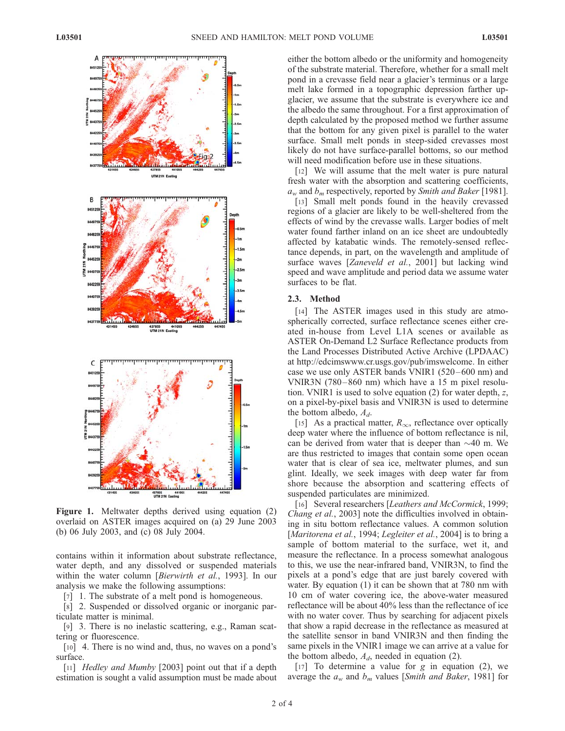**Figure 1.** Meltwater depths derived using equation (2) overlaid on ASTER images acquired on (a) 29 June 2003 (b) 06 July 2003, and (c) 08 July 2004.

contains within it information about substrate reflectance, water depth, and any dissolved or suspended materials within the water column [*Bierwirth et al.*, 1993]. In our analysis we make the following assumptions:

[7] 1. The substrate of a melt pond is homogeneous.

[8] 2. Suspended or dissolved organic or inorganic particulate matter is minimal.

[9] 3. There is no inelastic scattering, e.g., Raman scattering or fluorescence.

[10] 4. There is no wind and, thus, no waves on a pond's surface.

[11] *Hedley and Mumby* [2003] point out that if a depth estimation is sought a valid assumption must be made about either the bottom albedo or the uniformity and homogeneity of the substrate material. Therefore, whether for a small melt pond in a crevasse field near a glacier's terminus or a large melt lake formed in a topographic depression farther up-glacier, we assume that the substrate is everywhere ice and the albedo the same throughout. For a first approximation of depth calculated by the proposed method we further assume that the bottom for any given pixel is parallel to the water surface. Small melt ponds in steep-sided crevasses most likely do not have surface-parallel bottoms, so our method will need modification before use in these situations.

[12] We will assume that the melt water is pure natural fresh water with the absorption and scattering coefficients, $a_w$ and $b_m$ respectively, reported by *Smith and Baker* [1981].

[13] Small melt ponds found in the heavily crevassed regions of a glacier are likely to be well-sheltered from the effects of wind by the crevasse walls. Larger bodies of melt water found farther inland on an ice sheet are undoubtedly affected by katabatic winds. The remotely-sensed reflectance depends, in part, on the wavelength and amplitude of surface waves [*Zaneveld et al.*, 2001] but lacking wind speed and wave amplitude and period data we assume water surfaces to be flat.

### 2.3. Method

[14] The ASTER images used in this study are atmospherically corrected, surface reflectance scenes either created in-house from Level L1A scenes or available as ASTER On-Demand L2 Surface Reflectance products from the Land Processes Distributed Active Archive (LPDAAC) at http://edcimswww.cr.usgs.gov/pub/imswelcome. In either case we use only ASTER bands VNIR1 (520–600 nm) and VNIR3N (780–860 nm) which have a 15 m pixel resolution. VNIR1 is used to solve equation (2) for water depth, $z$, on a pixel-by-pixel basis and VNIR3N is used to determine the bottom albedo, $A_d$.

[15] As a practical matter, $R_\infty$, reflectance over optically deep water where the influence of bottom reflectance is nil, can be derived from water that is deeper than ~40 m. We are thus restricted to images that contain some open ocean water that is clear of sea ice, meltwater plumes, and sun glint. Ideally, we seek images with deep water far from shore because the absorption and scattering effects of suspended particulates are minimized.

[16] Several researchers [*Leathers and McCormick*, 1999; *Chang et al.*, 2003] note the difficulties involved in obtaining in situ bottom reflectance values. A common solution [*Maritorena et al.*, 1994; *Legleiter et al.*, 2004] is to bring a sample of bottom material to the surface, wet it, and measure the reflectance. In a process somewhat analogous to this, we use the near-infrared band, VNIR3N, to find the pixels at a pond's edge that are just barely covered with water. By equation (1) it can be shown that at 780 nm with 10 cm of water covering ice, the above-water measured reflectance will be about 40% less than the reflectance of ice with no water cover. Thus by searching for adjacent pixels that show a rapid decrease in the reflectance as measured at the satellite sensor in band VNIR3N and then finding the same pixels in the VNIR1 image we can arrive at a value for the bottom albedo, $A_d$, needed in equation (2).

[17] To determine a value for $g$ in equation (2), we average the $a_w$ and $b_m$ values [*Smith and Baker*, 1981] for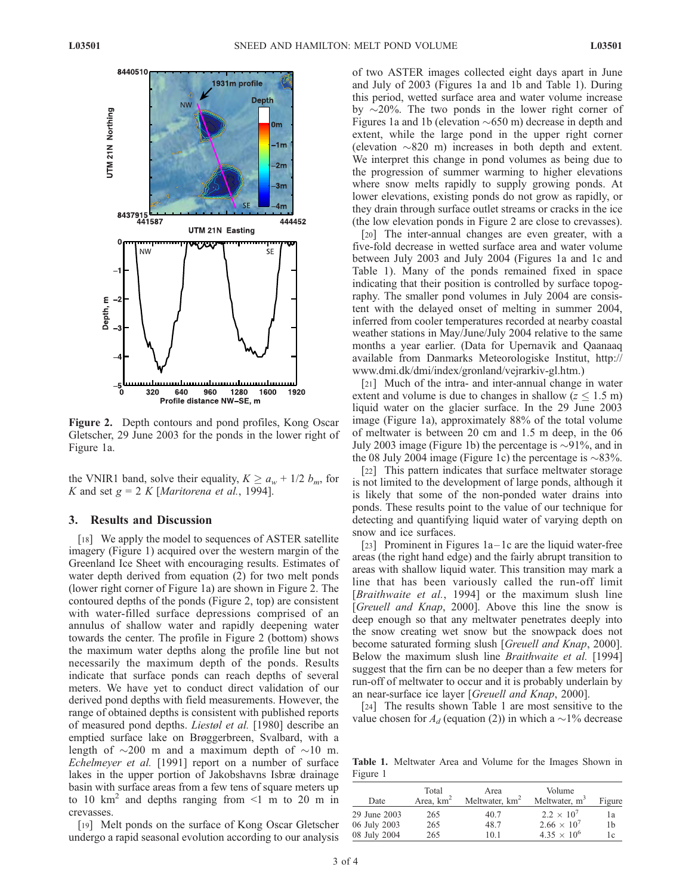**Figure 2.** Depth contours and pond profiles, Kong Oscar Gletscher, 29 June 2003 for the ponds in the lower right of Figure 1a.

the VNIR1 band, solve their equality, $K \geq a_w + 1/2\ b_m$, for $K$ and set $g = 2\ K$ [*Maritorena et al.*, 1994].

## 3. Results and Discussion

[18] We apply the model to sequences of ASTER satellite imagery (Figure 1) acquired over the western margin of the Greenland Ice Sheet with encouraging results. Estimates of water depth derived from equation (2) for two melt ponds (lower right corner of Figure 1a) are shown in Figure 2. The contoured depths of the ponds (Figure 2, top) are consistent with water-filled surface depressions comprised of an annulus of shallow water and rapidly deepening water towards the center. The profile in Figure 2 (bottom) shows the maximum water depths along the profile line but not necessarily the maximum depth of the ponds. Results indicate that surface ponds can reach depths of several meters. We have yet to conduct direct validation of our derived pond depths with field measurements. However, the range of obtained depths is consistent with published reports of measured pond depths. *Liestøl et al.* [1980] describe an emptied surface lake on Brøggerbreen, Svalbard, with a length of ~200 m and a maximum depth of ~10 m. *Echelmeyer et al.* [1991] report on a number of surface lakes in the upper portion of Jakobshavns Isbræ drainage basin with surface areas from a few tens of square meters up to 10 km$^2$ and depths ranging from <1 m to 20 m in crevasses.

[19] Melt ponds on the surface of Kong Oscar Gletscher undergo a rapid seasonal evolution according to our analysis of two ASTER images collected eight days apart in June and July of 2003 (Figures 1a and 1b and Table 1). During this period, wetted surface area and water volume increase by ~20%. The two ponds in the lower right corner of Figures 1a and 1b (elevation ~650 m) decrease in depth and extent, while the large pond in the upper right corner (elevation ~820 m) increases in both depth and extent. We interpret this change in pond volumes as being due to the progression of summer warming to higher elevations where snow melts rapidly to supply growing ponds. At lower elevations, existing ponds do not grow as rapidly, or they drain through surface outlet streams or cracks in the ice (the low elevation ponds in Figure 2 are close to crevasses).

[20] The inter-annual changes are even greater, with a five-fold decrease in wetted surface area and water volume between July 2003 and July 2004 (Figures 1a and 1c and Table 1). Many of the ponds remained fixed in space indicating that their position is controlled by surface topography. The smaller pond volumes in July 2004 are consistent with the delayed onset of melting in summer 2004, inferred from cooler temperatures recorded at nearby coastal weather stations in May/June/July 2004 relative to the same months a year earlier. (Data for Upernavik and Qaanaaq available from Danmarks Meteorologiske Institut, http://www.dmi.dk/dmi/index/gronland/vejrarkiv-gl.htm.)

[21] Much of the intra- and inter-annual change in water extent and volume is due to changes in shallow ($z \leq 1.5$ m) liquid water on the glacier surface. In the 29 June 2003 image (Figure 1a), approximately 88% of the total volume of meltwater is between 20 cm and 1.5 m deep, in the 06 July 2003 image (Figure 1b) the percentage is ~91%, and in the 08 July 2004 image (Figure 1c) the percentage is ~83%.

[22] This pattern indicates that surface meltwater storage is not limited to the development of large ponds, although it is likely that some of the non-ponded water drains into ponds. These results point to the value of our technique for detecting and quantifying liquid water of varying depth on snow and ice surfaces.

[23] Prominent in Figures 1a–1c are the liquid water-free areas (the right hand edge) and the fairly abrupt transition to areas with shallow liquid water. This transition may mark a line that has been variously called the run-off limit [*Braithwaite et al.*, 1994] or the maximum slush line [*Greuell and Knap*, 2000]. Above this line the snow is deep enough so that any meltwater penetrates deeply into the snow creating wet snow but the snowpack does not become saturated forming slush [*Greuell and Knap*, 2000]. Below the maximum slush line *Braithwaite et al.* [1994] suggest that the firn can be no deeper than a few meters for run-off of meltwater to occur and it is probably underlain by an near-surface ice layer [*Greuell and Knap*, 2000].

[24] The results shown Table 1 are most sensitive to the value chosen for $A_d$ (equation (2)) in which a ~1% decrease

**Table 1.** Meltwater Area and Volume for the Images Shown in Figure 1

| Date | Total Area, km$^2$ | Area Meltwater, km$^2$ | Volume Meltwater, m$^3$ | Figure |
|---|---|---|---|---|
| 29 June 2003 | 265 | 40.7 | $2.2 \times 10^7$ | 1a |
| 06 July 2003 | 265 | 48.7 | $2.66 \times 10^7$ | 1b |
| 08 July 2004 | 265 | 10.1 | $4.35 \times 10^6$ | 1c |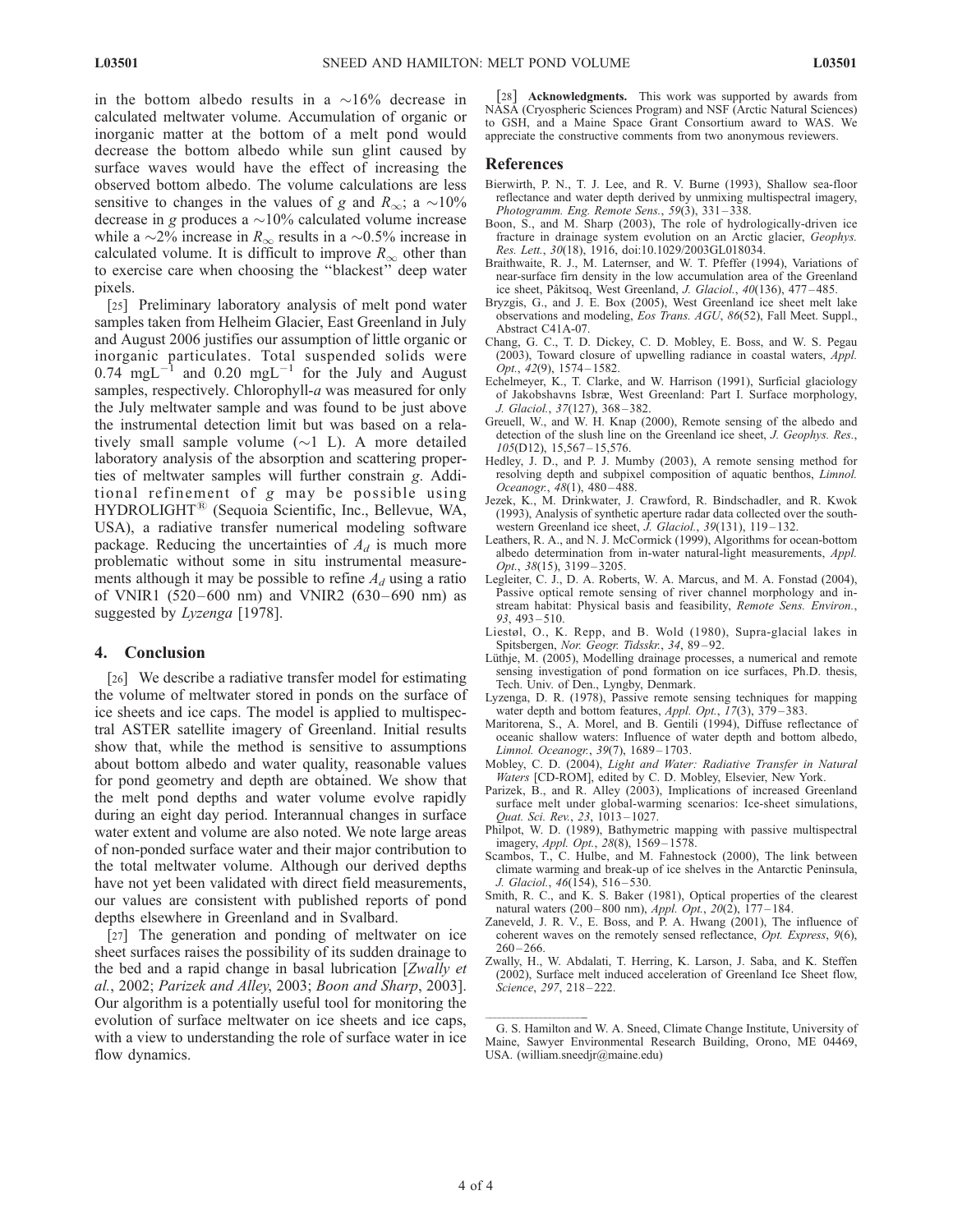in the bottom albedo results in a ~16% decrease in calculated meltwater volume. Accumulation of organic or inorganic matter at the bottom of a melt pond would decrease the bottom albedo while sun glint caused by surface waves would have the effect of increasing the observed bottom albedo. The volume calculations are less sensitive to changes in the values of $g$ and $R_\infty$; a ~10% decrease in $g$ produces a ~10% calculated volume increase while a ~2% increase in $R_\infty$ results in a ~0.5% increase in calculated volume. It is difficult to improve $R_\infty$ other than to exercise care when choosing the "blackest" deep water pixels.

[25] Preliminary laboratory analysis of melt pond water samples taken from Helheim Glacier, East Greenland in July and August 2006 justifies our assumption of little organic or inorganic particulates. Total suspended solids were 0.74 $\text{mgL}^{-1}$ and 0.20 $\text{mgL}^{-1}$ for the July and August samples, respectively. Chlorophyll-*a* was measured for only the July meltwater sample and was found to be just above the instrumental detection limit but was based on a relatively small sample volume (~1 L). A more detailed laboratory analysis of the absorption and scattering properties of meltwater samples will further constrain $g$. Additional refinement of $g$ may be possible using HYDROLIGHT® (Sequoia Scientific, Inc., Bellevue, WA, USA), a radiative transfer numerical modeling software package. Reducing the uncertainties of $A_d$ is much more problematic without some in situ instrumental measurements although it may be possible to refine $A_d$ using a ratio of VNIR1 (520–600 nm) and VNIR2 (630–690 nm) as suggested by *Lyzenga* [1978].

## 4. Conclusion

[26] We describe a radiative transfer model for estimating the volume of meltwater stored in ponds on the surface of ice sheets and ice caps. The model is applied to multispectral ASTER satellite imagery of Greenland. Initial results show that, while the method is sensitive to assumptions about bottom albedo and water quality, reasonable values for pond geometry and depth are obtained. We show that the melt pond depths and water volume evolve rapidly during an eight day period. Interannual changes in surface water extent and volume are also noted. We note large areas of non-ponded surface water and their major contribution to the total meltwater volume. Although our derived depths have not yet been validated with direct field measurements, our values are consistent with published reports of pond depths elsewhere in Greenland and in Svalbard.

[27] The generation and ponding of meltwater on ice sheet surfaces raises the possibility of its sudden drainage to the bed and a rapid change in basal lubrication [*Zwally et al.*, 2002; *Parizek and Alley*, 2003; *Boon and Sharp*, 2003]. Our algorithm is a potentially useful tool for monitoring the evolution of surface meltwater on ice sheets and ice caps, with a view to understanding the role of surface water in ice flow dynamics.

[28] **Acknowledgments.** This work was supported by awards from NASA (Cryospheric Sciences Program) and NSF (Arctic Natural Sciences) to GSH, and a Maine Space Grant Consortium award to WAS. We appreciate the constructive comments from two anonymous reviewers.

## References

Bierwirth, P. N., T. J. Lee, and R. V. Burne (1993), Shallow sea-floor reflectance and water depth derived by unmixing multispectral imagery, *Photogramm. Eng. Remote Sens.*, *59*(3), 331–338.

Boon, S., and M. Sharp (2003), The role of hydrologically-driven ice fracture in drainage system evolution on an Arctic glacier, *Geophys. Res. Lett.*, *30*(18), 1916, doi:10.1029/2003GL018034.

Braithwaite, R. J., M. Laternser, and W. T. Pfeffer (1994), Variations of near-surface firn density in the low accumulation area of the Greenland ice sheet, Påkitsoq, West Greenland, *J. Glaciol.*, *40*(136), 477–485.

Bryzgis, G., and J. E. Box (2005), West Greenland ice sheet melt lake observations and modeling, *Eos Trans. AGU*, *86*(52), Fall Meet. Suppl., Abstract C41A-07.

Chang, G. C., T. D. Dickey, C. D. Mobley, E. Boss, and W. S. Pegau (2003), Toward closure of upwelling radiance in coastal waters, *Appl. Opt.*, *42*(9), 1574–1582.

Echelmeyer, K., T. Clarke, and W. Harrison (1991), Surficial glaciology of Jakobshavns Isbræ, West Greenland: Part I. Surface morphology, *J. Glaciol.*, *37*(127), 368–382.

Greuell, W., and W. H. Knap (2000), Remote sensing of the albedo and detection of the slush line on the Greenland ice sheet, *J. Geophys. Res.*, *105*(D12), 15,567–15,576.

Hedley, J. D., and P. J. Mumby (2003), A remote sensing method for resolving depth and subpixel composition of aquatic benthos, *Limnol. Oceanogr.*, *48*(1), 480–488.

Jezek, K., M. Drinkwater, J. Crawford, R. Bindschadler, and R. Kwok (1993), Analysis of synthetic aperture radar data collected over the southwestern Greenland ice sheet, *J. Glaciol.*, *39*(131), 119–132.

Leathers, R. A., and N. J. McCormick (1999), Algorithms for ocean-bottom albedo determination from in-water natural-light measurements, *Appl. Opt.*, *38*(15), 3199–3205.

Legleiter, C. J., D. A. Roberts, W. A. Marcus, and M. A. Fonstad (2004), Passive optical remote sensing of river channel morphology and in-stream habitat: Physical basis and feasibility, *Remote Sens. Environ.*, *93*, 493–510.

Liestøl, O., K. Repp, and B. Wold (1980), Supra-glacial lakes in Spitsbergen, *Nor. Geogr. Tidsskr.*, *34*, 89–92.

Lüthje, M. (2005), Modelling drainage processes, a numerical and remote sensing investigation of pond formation on ice surfaces, Ph.D. thesis, Tech. Univ. of Den., Lyngby, Denmark.

Lyzenga, D. R. (1978), Passive remote sensing techniques for mapping water depth and bottom features, *Appl. Opt.*, *17*(3), 379–383.

Maritorena, S., A. Morel, and B. Gentili (1994), Diffuse reflectance of oceanic shallow waters: Influence of water depth and bottom albedo, *Limnol. Oceanogr.*, *39*(7), 1689–1703.

Mobley, C. D. (2004), *Light and Water: Radiative Transfer in Natural Waters* [CD-ROM], edited by C. D. Mobley, Elsevier, New York.

Parizek, B., and R. Alley (2003), Implications of increased Greenland surface melt under global-warming scenarios: Ice-sheet simulations, *Quat. Sci. Rev.*, *23*, 1013–1027.

Philpot, W. D. (1989), Bathymetric mapping with passive multispectral imagery, *Appl. Opt.*, *28*(8), 1569–1578.

Scambos, T., C. Hulbe, and M. Fahnestock (2000), The link between climate warming and break-up of ice shelves in the Antarctic Peninsula, *J. Glaciol.*, *46*(154), 516–530.

Smith, R. C., and K. S. Baker (1981), Optical properties of the clearest natural waters (200–800 nm), *Appl. Opt.*, *20*(2), 177–184.

Zaneveld, J. R. V., E. Boss, and P. A. Hwang (2001), The influence of coherent waves on the remotely sensed reflectance, *Opt. Express*, *9*(6), 260–266.

Zwally, H., W. Abdalati, T. Herring, K. Larson, J. Saba, and K. Steffen (2002), Surface melt induced acceleration of Greenland Ice Sheet flow, *Science*, *297*, 218–222.

G. S. Hamilton and W. A. Sneed, Climate Change Institute, University of Maine, Sawyer Environmental Research Building, Orono, ME 04469, USA. (william.sneedjr@maine.edu)